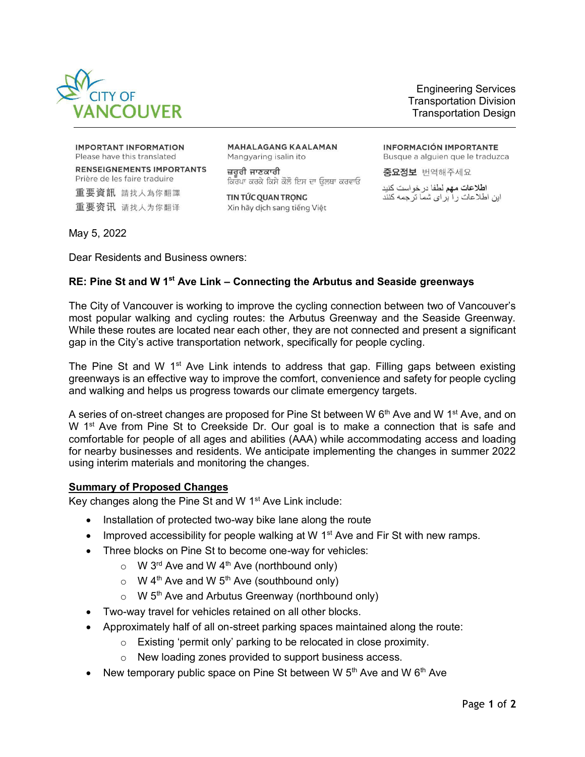CITY OF VANCOUVER

Engineering Services
Transportation Division
Transportation Design

**IMPORTANT INFORMATION**
Please have this translated

**RENSEIGNEMENTS IMPORTANTS**
Prière de les faire traduire

**重要資訊** 請找人為你翻譯

**重要资讯** 请找人为你翻译

**MAHALAGANG KAALAMAN**
Mangyaring isalin ito

**ਜ਼ਰੂਰੀ ਜਾਣਕਾਰੀ**
ਕਿਰਪਾ ਕਰਕੇ ਕਿਸੇ ਕੋਲੋਂ ਇਸ ਦਾ ਉਲਥਾ ਕਰਵਾਓ

**TIN TỨC QUAN TRỌNG**
Xin hãy dịch sang tiếng Việt

**INFORMACIÓN IMPORTANTE**
Busque a alguien que le traduzca

**중요정보** 번역해주세요

**اطلاعات مهم** لطفا درخواست کنید
این اطلاعات را برای شما ترجمه کنند

May 5, 2022

Dear Residents and Business owners:

**RE: Pine St and W 1st Ave Link – Connecting the Arbutus and Seaside greenways**

The City of Vancouver is working to improve the cycling connection between two of Vancouver's most popular walking and cycling routes: the Arbutus Greenway and the Seaside Greenway. While these routes are located near each other, they are not connected and present a significant gap in the City's active transportation network, specifically for people cycling.

The Pine St and W 1st Ave Link intends to address that gap. Filling gaps between existing greenways is an effective way to improve the comfort, convenience and safety for people cycling and walking and helps us progress towards our climate emergency targets.

A series of on-street changes are proposed for Pine St between W 6th Ave and W 1st Ave, and on W 1st Ave from Pine St to Creekside Dr. Our goal is to make a connection that is safe and comfortable for people of all ages and abilities (AAA) while accommodating access and loading for nearby businesses and residents. We anticipate implementing the changes in summer 2022 using interim materials and monitoring the changes.

## Summary of Proposed Changes

Key changes along the Pine St and W 1st Ave Link include:

- Installation of protected two-way bike lane along the route
- Improved accessibility for people walking at W 1st Ave and Fir St with new ramps.
- Three blocks on Pine St to become one-way for vehicles:
  - W 3rd Ave and W 4th Ave (northbound only)
  - W 4th Ave and W 5th Ave (southbound only)
  - W 5th Ave and Arbutus Greenway (northbound only)
- Two-way travel for vehicles retained on all other blocks.
- Approximately half of all on-street parking spaces maintained along the route:
  - Existing 'permit only' parking to be relocated in close proximity.
  - New loading zones provided to support business access.
- New temporary public space on Pine St between W 5th Ave and W 6th Ave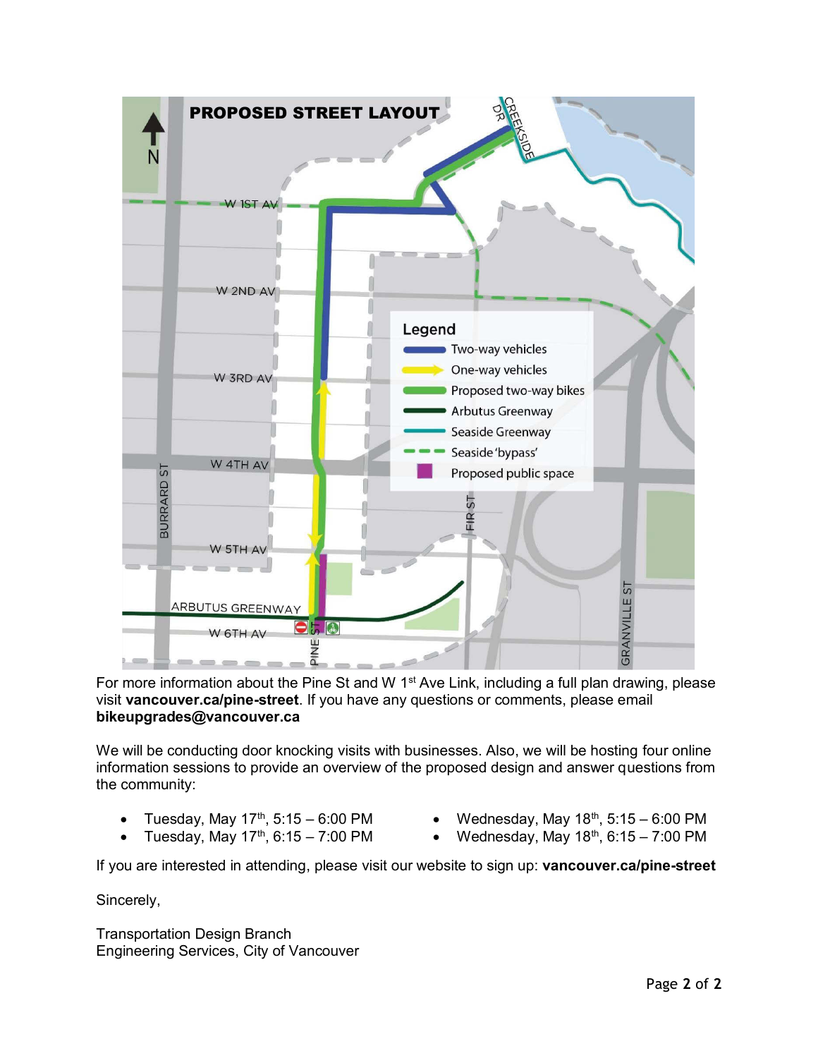PROPOSED STREET LAYOUT

N

CREEKSIDE DR
W 1ST AV
W 2ND AV
W 3RD AV
W 4TH AV
W 5TH AV
W 6TH AV
ARBUTUS GREENWAY
BURRARD ST
PINE ST
FIR ST
GRANVILLE ST

Legend
Two-way vehicles
One-way vehicles
Proposed two-way bikes
Arbutus Greenway
Seaside Greenway
Seaside 'bypass'
Proposed public space

For more information about the Pine St and W 1st Ave Link, including a full plan drawing, please visit **vancouver.ca/pine-street**. If you have any questions or comments, please email **bikeupgrades@vancouver.ca**

We will be conducting door knocking visits with businesses. Also, we will be hosting four online information sessions to provide an overview of the proposed design and answer questions from the community:

- Tuesday, May 17th, 5:15 – 6:00 PM
- Tuesday, May 17th, 6:15 – 7:00 PM
- Wednesday, May 18th, 5:15 – 6:00 PM
- Wednesday, May 18th, 6:15 – 7:00 PM

If you are interested in attending, please visit our website to sign up: **vancouver.ca/pine-street**

Sincerely,

Transportation Design Branch
Engineering Services, City of Vancouver